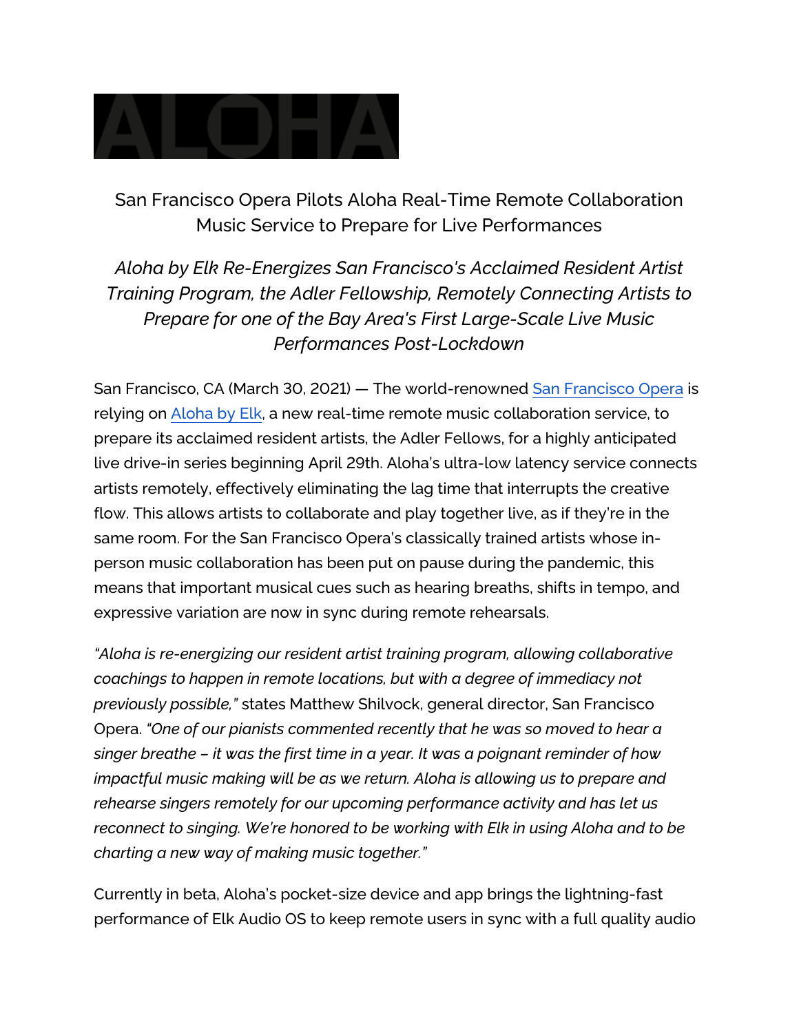ALOHA

# San Francisco Opera Pilots Aloha Real-Time Remote Collaboration Music Service to Prepare for Live Performances

*Aloha by Elk Re-Energizes San Francisco's Acclaimed Resident Artist Training Program, the Adler Fellowship, Remotely Connecting Artists to Prepare for one of the Bay Area's First Large-Scale Live Music Performances Post-Lockdown*

San Francisco, CA (March 30, 2021) — The world-renowned San Francisco Opera is relying on Aloha by Elk, a new real-time remote music collaboration service, to prepare its acclaimed resident artists, the Adler Fellows, for a highly anticipated live drive-in series beginning April 29th. Aloha's ultra-low latency service connects artists remotely, effectively eliminating the lag time that interrupts the creative flow. This allows artists to collaborate and play together live, as if they're in the same room. For the San Francisco Opera's classically trained artists whose in-person music collaboration has been put on pause during the pandemic, this means that important musical cues such as hearing breaths, shifts in tempo, and expressive variation are now in sync during remote rehearsals.

*"Aloha is re-energizing our resident artist training program, allowing collaborative coachings to happen in remote locations, but with a degree of immediacy not previously possible,"* states Matthew Shilvock, general director, San Francisco Opera. *"One of our pianists commented recently that he was so moved to hear a singer breathe – it was the first time in a year. It was a poignant reminder of how impactful music making will be as we return. Aloha is allowing us to prepare and rehearse singers remotely for our upcoming performance activity and has let us reconnect to singing. We're honored to be working with Elk in using Aloha and to be charting a new way of making music together."*

Currently in beta, Aloha's pocket-size device and app brings the lightning-fast performance of Elk Audio OS to keep remote users in sync with a full quality audio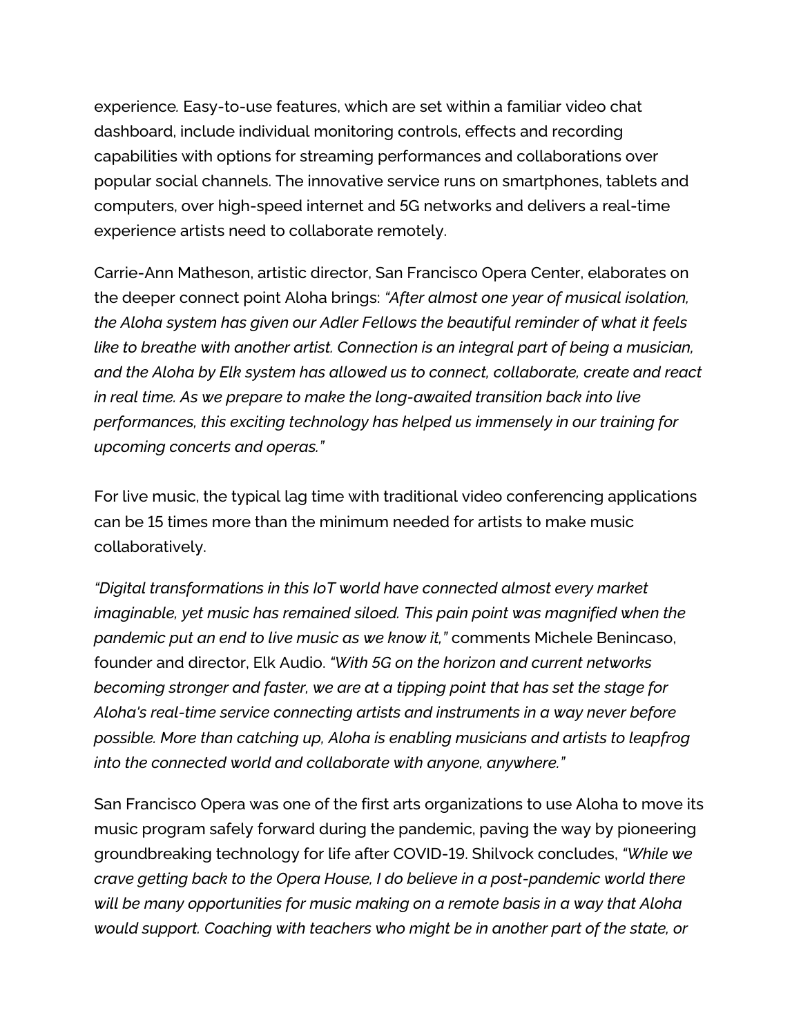experience. Easy-to-use features, which are set within a familiar video chat dashboard, include individual monitoring controls, effects and recording capabilities with options for streaming performances and collaborations over popular social channels. The innovative service runs on smartphones, tablets and computers, over high-speed internet and 5G networks and delivers a real-time experience artists need to collaborate remotely.

Carrie-Ann Matheson, artistic director, San Francisco Opera Center, elaborates on the deeper connect point Aloha brings: *"After almost one year of musical isolation, the Aloha system has given our Adler Fellows the beautiful reminder of what it feels like to breathe with another artist. Connection is an integral part of being a musician, and the Aloha by Elk system has allowed us to connect, collaborate, create and react in real time. As we prepare to make the long-awaited transition back into live performances, this exciting technology has helped us immensely in our training for upcoming concerts and operas."*

For live music, the typical lag time with traditional video conferencing applications can be 15 times more than the minimum needed for artists to make music collaboratively.

*"Digital transformations in this IoT world have connected almost every market imaginable, yet music has remained siloed. This pain point was magnified when the pandemic put an end to live music as we know it,"* comments Michele Benincaso, founder and director, Elk Audio. *"With 5G on the horizon and current networks becoming stronger and faster, we are at a tipping point that has set the stage for Aloha's real-time service connecting artists and instruments in a way never before possible. More than catching up, Aloha is enabling musicians and artists to leapfrog into the connected world and collaborate with anyone, anywhere."*

San Francisco Opera was one of the first arts organizations to use Aloha to move its music program safely forward during the pandemic, paving the way by pioneering groundbreaking technology for life after COVID-19. Shilvock concludes, *"While we crave getting back to the Opera House, I do believe in a post-pandemic world there will be many opportunities for music making on a remote basis in a way that Aloha would support. Coaching with teachers who might be in another part of the state, or*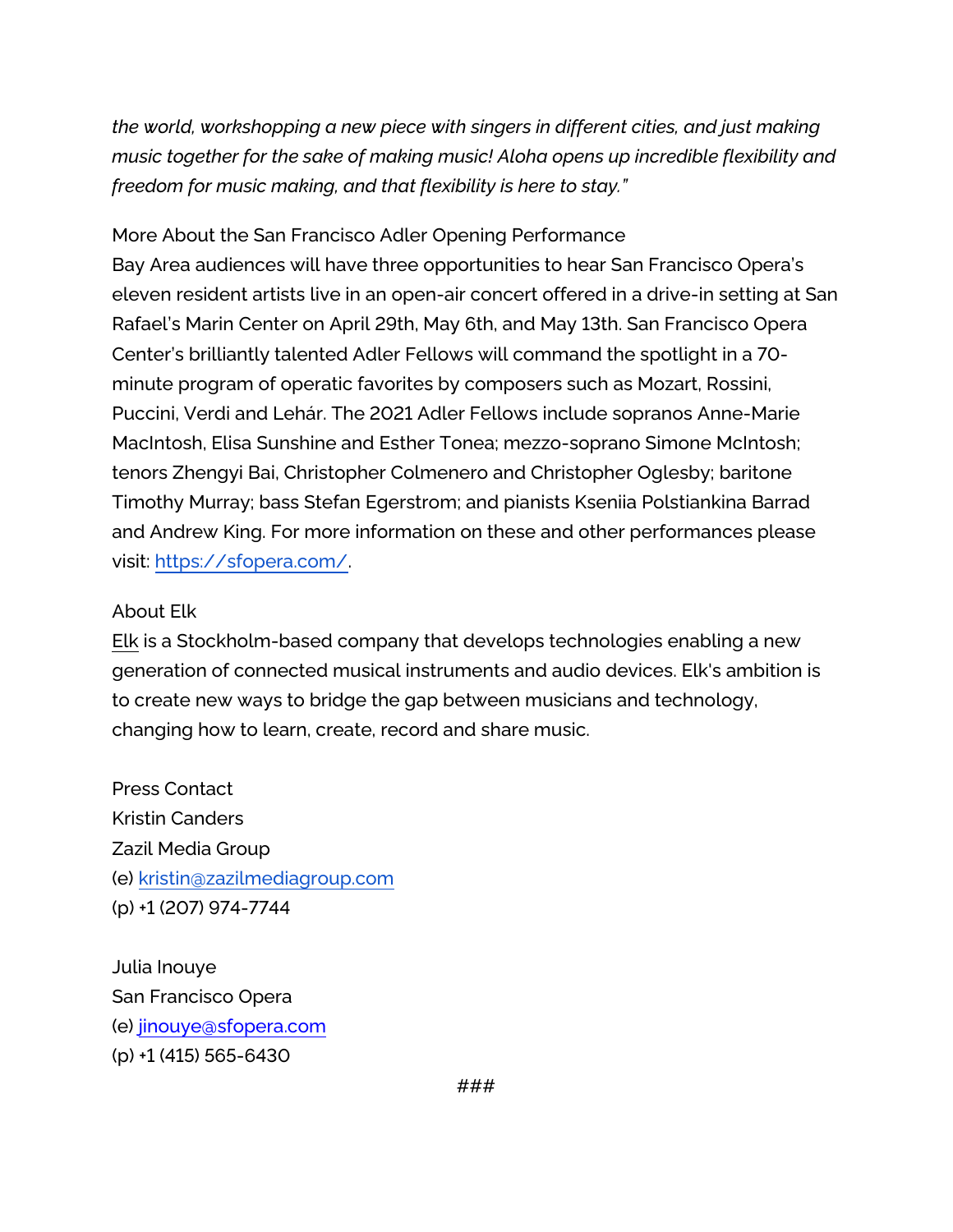*the world, workshopping a new piece with singers in different cities, and just making music together for the sake of making music! Aloha opens up incredible flexibility and freedom for music making, and that flexibility is here to stay."*

## More About the San Francisco Adler Opening Performance

Bay Area audiences will have three opportunities to hear San Francisco Opera's eleven resident artists live in an open-air concert offered in a drive-in setting at San Rafael's Marin Center on April 29th, May 6th, and May 13th. San Francisco Opera Center's brilliantly talented Adler Fellows will command the spotlight in a 70-minute program of operatic favorites by composers such as Mozart, Rossini, Puccini, Verdi and Lehár. The 2021 Adler Fellows include sopranos Anne-Marie MacIntosh, Elisa Sunshine and Esther Tonea; mezzo-soprano Simone McIntosh; tenors Zhengyi Bai, Christopher Colmenero and Christopher Oglesby; baritone Timothy Murray; bass Stefan Egerstrom; and pianists Kseniia Polstiankina Barrad and Andrew King. For more information on these and other performances please visit: [https://sfopera.com/](https://sfopera.com/).

## About Elk

[Elk](#) is a Stockholm-based company that develops technologies enabling a new generation of connected musical instruments and audio devices. Elk's ambition is to create new ways to bridge the gap between musicians and technology, changing how to learn, create, record and share music.

Press Contact
Kristin Canders
Zazil Media Group
(e) [kristin@zazilmediagroup.com](mailto:kristin@zazilmediagroup.com)
(p) +1 (207) 974-7744

Julia Inouye
San Francisco Opera
(e) [jinouye@sfopera.com](mailto:jinouye@sfopera.com)
(p) +1 (415) 565-6430

###